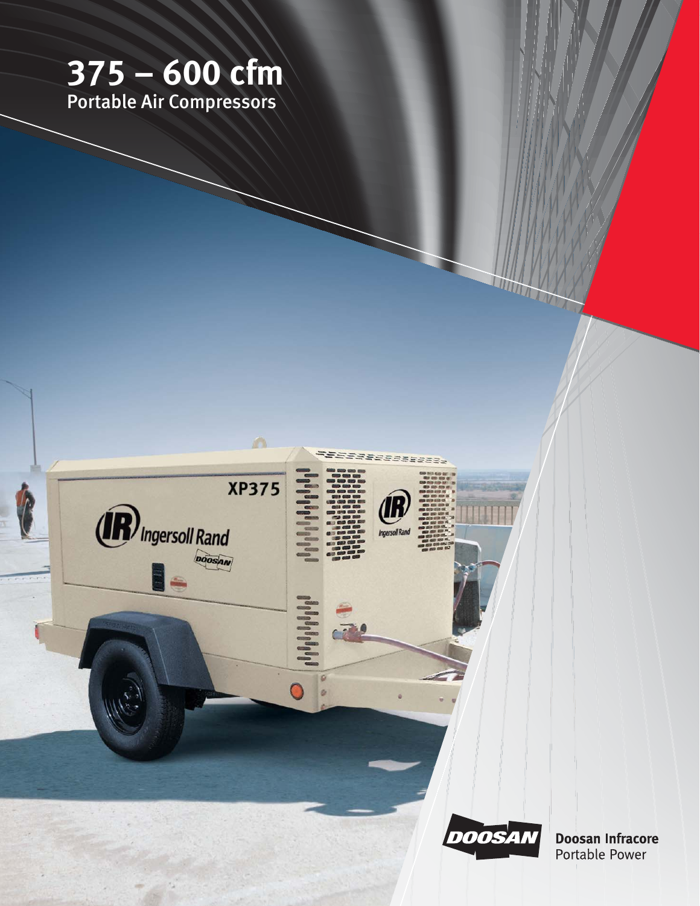# 375 – 600 cfm

## Portable Air Compressors

Doosan Infracore
Portable Power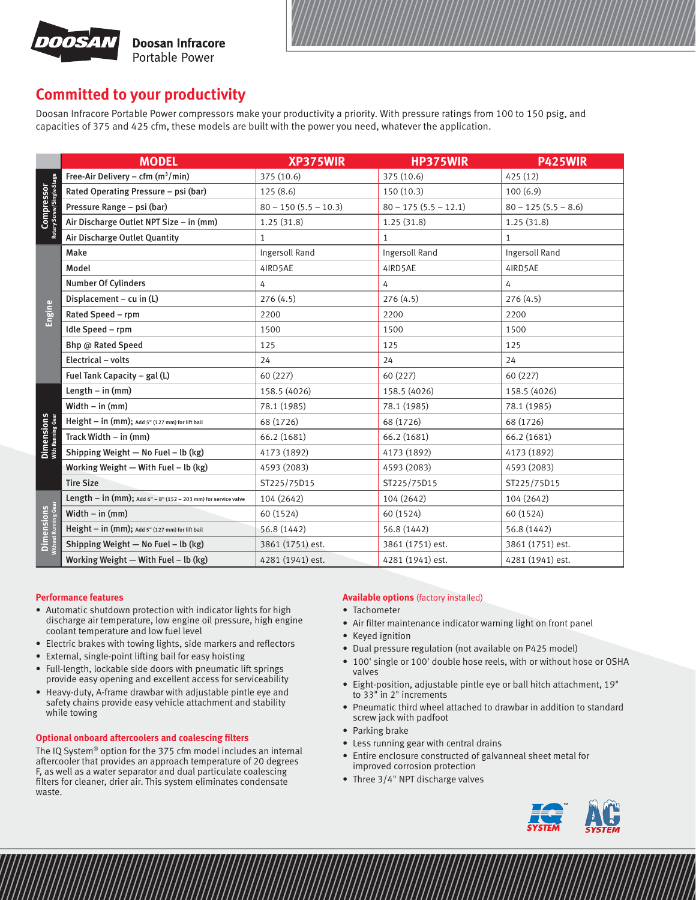Doosan Infracore Portable Power

## Committed to your productivity

Doosan Infracore Portable Power compressors make your productivity a priority. With pressure ratings from 100 to 150 psig, and capacities of 375 and 425 cfm, these models are built with the power you need, whatever the application.

| | MODEL | XP375WIR | HP375WIR | P425WIR |
|---|---|---|---|---|
| Compressor Rotary Screw/Single-Stage | Free-Air Delivery – cfm ($m^3$/min) | 375 (10.6) | 375 (10.6) | 425 (12) |
| | Rated Operating Pressure – psi (bar) | 125 (8.6) | 150 (10.3) | 100 (6.9) |
| | Pressure Range – psi (bar) | 80 – 150 (5.5 – 10.3) | 80 – 175 (5.5 – 12.1) | 80 – 125 (5.5 – 8.6) |
| | Air Discharge Outlet NPT Size – in (mm) | 1.25 (31.8) | 1.25 (31.8) | 1.25 (31.8) |
| | Air Discharge Outlet Quantity | 1 | 1 | 1 |
| Engine | Make | Ingersoll Rand | Ingersoll Rand | Ingersoll Rand |
| | Model | 4IRD5AE | 4IRD5AE | 4IRD5AE |
| | Number Of Cylinders | 4 | 4 | 4 |
| | Displacement – cu in (L) | 276 (4.5) | 276 (4.5) | 276 (4.5) |
| | Rated Speed – rpm | 2200 | 2200 | 2200 |
| | Idle Speed – rpm | 1500 | 1500 | 1500 |
| | Bhp @ Rated Speed | 125 | 125 | 125 |
| | Electrical – volts | 24 | 24 | 24 |
| | Fuel Tank Capacity – gal (L) | 60 (227) | 60 (227) | 60 (227) |
| Dimensions With Running Gear | Length – in (mm) | 158.5 (4026) | 158.5 (4026) | 158.5 (4026) |
| | Width – in (mm) | 78.1 (1985) | 78.1 (1985) | 78.1 (1985) |
| | Height – in (mm); Add 5" (127 mm) for lift bail | 68 (1726) | 68 (1726) | 68 (1726) |
| | Track Width – in (mm) | 66.2 (1681) | 66.2 (1681) | 66.2 (1681) |
| | Shipping Weight — No Fuel – lb (kg) | 4173 (1892) | 4173 (1892) | 4173 (1892) |
| | Working Weight — With Fuel – lb (kg) | 4593 (2083) | 4593 (2083) | 4593 (2083) |
| | Tire Size | ST225/75D15 | ST225/75D15 | ST225/75D15 |
| Dimensions Without Running Gear | Length – in (mm); Add 6" – 8" (152 – 203 mm) for service valve | 104 (2642) | 104 (2642) | 104 (2642) |
| | Width – in (mm) | 60 (1524) | 60 (1524) | 60 (1524) |
| | Height – in (mm); Add 5" (127 mm) for lift bail | 56.8 (1442) | 56.8 (1442) | 56.8 (1442) |
| | Shipping Weight — No Fuel – lb (kg) | 3861 (1751) est. | 3861 (1751) est. | 3861 (1751) est. |
| | Working Weight — With Fuel – lb (kg) | 4281 (1941) est. | 4281 (1941) est. | 4281 (1941) est. |

### Performance features

- Automatic shutdown protection with indicator lights for high discharge air temperature, low engine oil pressure, high engine coolant temperature and low fuel level
- Electric brakes with towing lights, side markers and reflectors
- External, single-point lifting bail for easy hoisting
- Full-length, lockable side doors with pneumatic lift springs provide easy opening and excellent access for serviceability
- Heavy-duty, A-frame drawbar with adjustable pintle eye and safety chains provide easy vehicle attachment and stability while towing

### Optional onboard aftercoolers and coalescing filters

The IQ System® option for the 375 cfm model includes an internal aftercooler that provides an approach temperature of 20 degrees F, as well as a water separator and dual particulate coalescing filters for cleaner, drier air. This system eliminates condensate waste.

### Available options (factory installed)

- Tachometer
- Air filter maintenance indicator warning light on front panel
- Keyed ignition
- Dual pressure regulation (not available on P425 model)
- 100' single or 100' double hose reels, with or without hose or OSHA valves
- Eight-position, adjustable pintle eye or ball hitch attachment, 19" to 33" in 2" increments
- Pneumatic third wheel attached to drawbar in addition to standard screw jack with padfoot
- Parking brake
- Less running gear with central drains
- Entire enclosure constructed of galvanneal sheet metal for improved corrosion protection
- Three 3/4" NPT discharge valves

IQ SYSTEM™ AC SYSTEM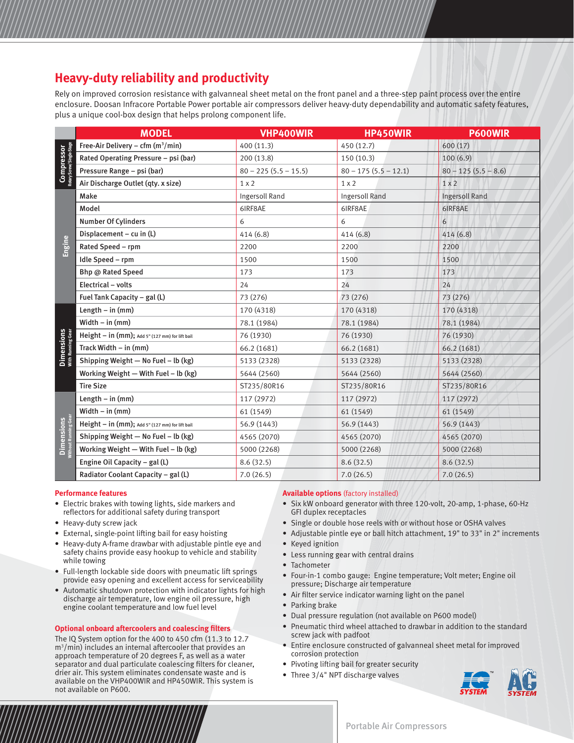## Heavy-duty reliability and productivity

Rely on improved corrosion resistance with galvanneal sheet metal on the front panel and a three-step paint process over the entire enclosure. Doosan Infracore Portable Power portable air compressors deliver heavy-duty dependability and automatic safety features, plus a unique cool-box design that helps prolong component life.

| | MODEL | VHP400WIR | HP450WIR | P600WIR |
|---|---|---|---|---|
| Compressor (Rotary Screw Single-Stage) | Free-Air Delivery – cfm ($m^3$/min) | 400 (11.3) | 450 (12.7) | 600 (17) |
| | Rated Operating Pressure – psi (bar) | 200 (13.8) | 150 (10.3) | 100 (6.9) |
| | Pressure Range – psi (bar) | 80 – 225 (5.5 – 15.5) | 80 – 175 (5.5 – 12.1) | 80 – 125 (5.5 – 8.6) |
| | Air Discharge Outlet (qty. x size) | 1 x 2 | 1 x 2 | 1 x 2 |
| Engine | Make | Ingersoll Rand | Ingersoll Rand | Ingersoll Rand |
| | Model | 6IRF8AE | 6IRF8AE | 6IRF8AE |
| | Number Of Cylinders | 6 | 6 | 6 |
| | Displacement – cu in (L) | 414 (6.8) | 414 (6.8) | 414 (6.8) |
| | Rated Speed – rpm | 2200 | 2200 | 2200 |
| | Idle Speed – rpm | 1500 | 1500 | 1500 |
| | Bhp @ Rated Speed | 173 | 173 | 173 |
| | Electrical – volts | 24 | 24 | 24 |
| | Fuel Tank Capacity – gal (L) | 73 (276) | 73 (276) | 73 (276) |
| Dimensions (With Running Gear) | Length – in (mm) | 170 (4318) | 170 (4318) | 170 (4318) |
| | Width – in (mm) | 78.1 (1984) | 78.1 (1984) | 78.1 (1984) |
| | Height – in (mm); Add 5" (127 mm) for lift bail | 76 (1930) | 76 (1930) | 76 (1930) |
| | Track Width – in (mm) | 66.2 (1681) | 66.2 (1681) | 66.2 (1681) |
| | Shipping Weight — No Fuel – lb (kg) | 5133 (2328) | 5133 (2328) | 5133 (2328) |
| | Working Weight — With Fuel – lb (kg) | 5644 (2560) | 5644 (2560) | 5644 (2560) |
| | Tire Size | ST235/80R16 | ST235/80R16 | ST235/80R16 |
| Dimensions (Without Running Gear) | Length – in (mm) | 117 (2972) | 117 (2972) | 117 (2972) |
| | Width – in (mm) | 61 (1549) | 61 (1549) | 61 (1549) |
| | Height – in (mm); Add 5" (127 mm) for lift bail | 56.9 (1443) | 56.9 (1443) | 56.9 (1443) |
| | Shipping Weight — No Fuel – lb (kg) | 4565 (2070) | 4565 (2070) | 4565 (2070) |
| | Working Weight — With Fuel – lb (kg) | 5000 (2268) | 5000 (2268) | 5000 (2268) |
| | Engine Oil Capacity – gal (L) | 8.6 (32.5) | 8.6 (32.5) | 8.6 (32.5) |
| | Radiator Coolant Capacity – gal (L) | 7.0 (26.5) | 7.0 (26.5) | 7.0 (26.5) |

### Performance features

- Electric brakes with towing lights, side markers and reflectors for additional safety during transport
- Heavy-duty screw jack
- External, single-point lifting bail for easy hoisting
- Heavy-duty A-frame drawbar with adjustable pintle eye and safety chains provide easy hookup to vehicle and stability while towing
- Full-length lockable side doors with pneumatic lift springs provide easy opening and excellent access for serviceability
- Automatic shutdown protection with indicator lights for high discharge air temperature, low engine oil pressure, high engine coolant temperature and low fuel level

### Optional onboard aftercoolers and coalescing filters

The IQ System option for the 400 to 450 cfm (11.3 to 12.7 $m^3$/min) includes an internal aftercooler that provides an approach temperature of 20 degrees F, as well as a water separator and dual particulate coalescing filters for cleaner, drier air. This system eliminates condensate waste and is available on the VHP400WIR and HP450WIR. This system is not available on P600.

### Available options (factory installed)

- Six kW onboard generator with three 120-volt, 20-amp, 1-phase, 60-Hz GFI duplex receptacles
- Single or double hose reels with or without hose or OSHA valves
- Adjustable pintle eye or ball hitch attachment, 19" to 33" in 2" increments
- Keyed ignition
- Less running gear with central drains
- Tachometer
- Four-in-1 combo gauge: Engine temperature; Volt meter; Engine oil pressure; Discharge air temperature
- Air filter service indicator warning light on the panel
- Parking brake
- Dual pressure regulation (not available on P600 model)
- Pneumatic third wheel attached to drawbar in addition to the standard screw jack with padfoot
- Entire enclosure constructed of galvanneal sheet metal for improved corrosion protection
- Pivoting lifting bail for greater security
- Three 3/4" NPT discharge valves

IQ™ SYSTEM AC SYSTEM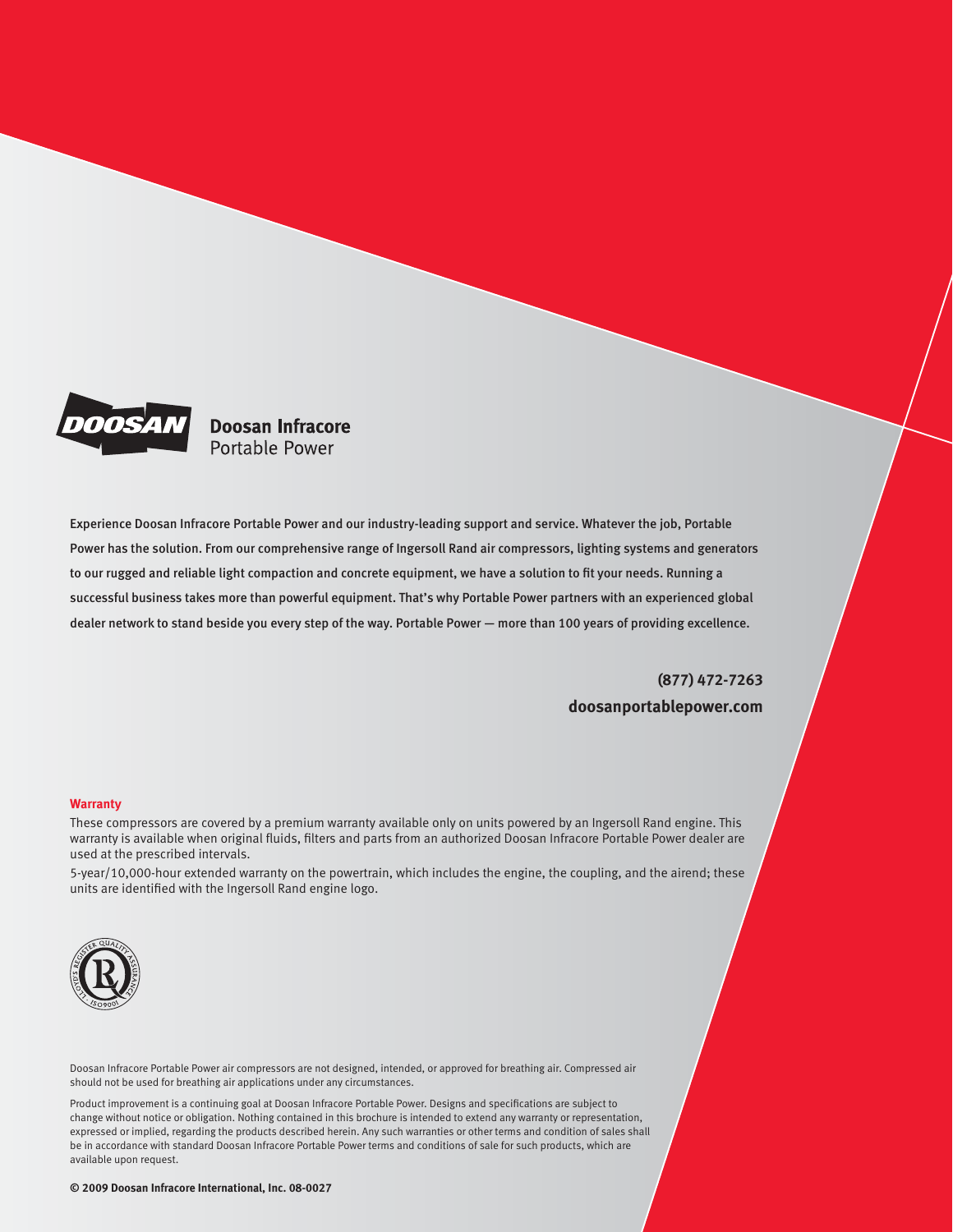**Doosan Infracore**
Portable Power

Experience Doosan Infracore Portable Power and our industry-leading support and service. Whatever the job, Portable Power has the solution. From our comprehensive range of Ingersoll Rand air compressors, lighting systems and generators to our rugged and reliable light compaction and concrete equipment, we have a solution to fit your needs. Running a successful business takes more than powerful equipment. That's why Portable Power partners with an experienced global dealer network to stand beside you every step of the way. Portable Power — more than 100 years of providing excellence.

**(877) 472-7263**
**doosanportablepower.com**

#### Warranty

These compressors are covered by a premium warranty available only on units powered by an Ingersoll Rand engine. This warranty is available when original fluids, filters and parts from an authorized Doosan Infracore Portable Power dealer are used at the prescribed intervals.

5-year/10,000-hour extended warranty on the powertrain, which includes the engine, the coupling, and the airend; these units are identified with the Ingersoll Rand engine logo.

Doosan Infracore Portable Power air compressors are not designed, intended, or approved for breathing air. Compressed air should not be used for breathing air applications under any circumstances.

Product improvement is a continuing goal at Doosan Infracore Portable Power. Designs and specifications are subject to change without notice or obligation. Nothing contained in this brochure is intended to extend any warranty or representation, expressed or implied, regarding the products described herein. Any such warranties or other terms and condition of sales shall be in accordance with standard Doosan Infracore Portable Power terms and conditions of sale for such products, which are available upon request.

**© 2009 Doosan Infracore International, Inc. 08-0027**